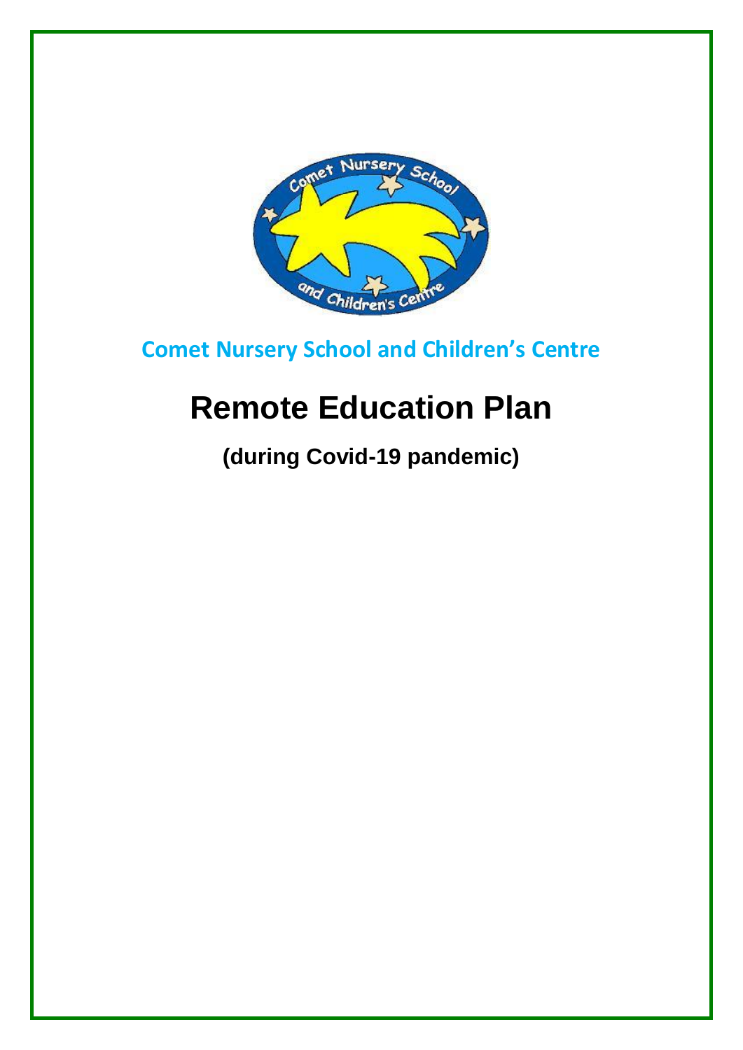**Comet Nursery School and Children's Centre**

# Remote Education Plan

## (during Covid-19 pandemic)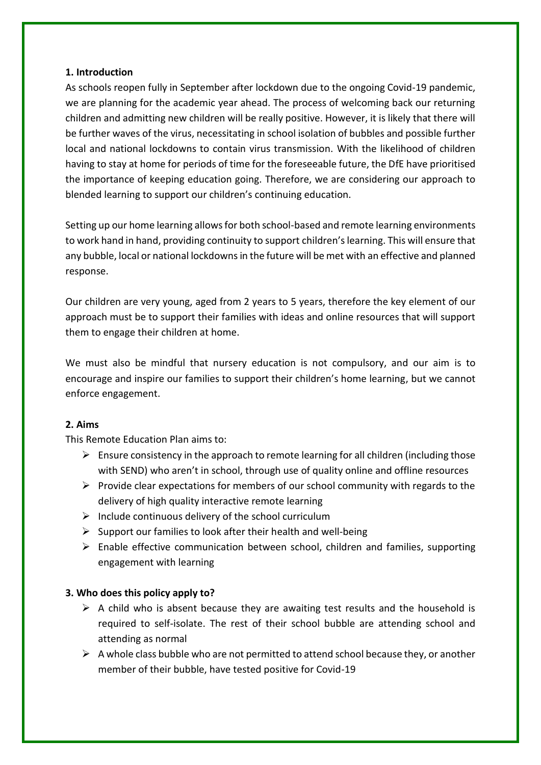**1. Introduction**

As schools reopen fully in September after lockdown due to the ongoing Covid-19 pandemic, we are planning for the academic year ahead. The process of welcoming back our returning children and admitting new children will be really positive. However, it is likely that there will be further waves of the virus, necessitating in school isolation of bubbles and possible further local and national lockdowns to contain virus transmission. With the likelihood of children having to stay at home for periods of time for the foreseeable future, the DfE have prioritised the importance of keeping education going. Therefore, we are considering our approach to blended learning to support our children's continuing education.

Setting up our home learning allows for both school-based and remote learning environments to work hand in hand, providing continuity to support children's learning. This will ensure that any bubble, local or national lockdowns in the future will be met with an effective and planned response.

Our children are very young, aged from 2 years to 5 years, therefore the key element of our approach must be to support their families with ideas and online resources that will support them to engage their children at home.

We must also be mindful that nursery education is not compulsory, and our aim is to encourage and inspire our families to support their children's home learning, but we cannot enforce engagement.

**2. Aims**

This Remote Education Plan aims to:

- Ensure consistency in the approach to remote learning for all children (including those with SEND) who aren't in school, through use of quality online and offline resources
- Provide clear expectations for members of our school community with regards to the delivery of high quality interactive remote learning
- Include continuous delivery of the school curriculum
- Support our families to look after their health and well-being
- Enable effective communication between school, children and families, supporting engagement with learning

**3. Who does this policy apply to?**

- A child who is absent because they are awaiting test results and the household is required to self-isolate. The rest of their school bubble are attending school and attending as normal
- A whole class bubble who are not permitted to attend school because they, or another member of their bubble, have tested positive for Covid-19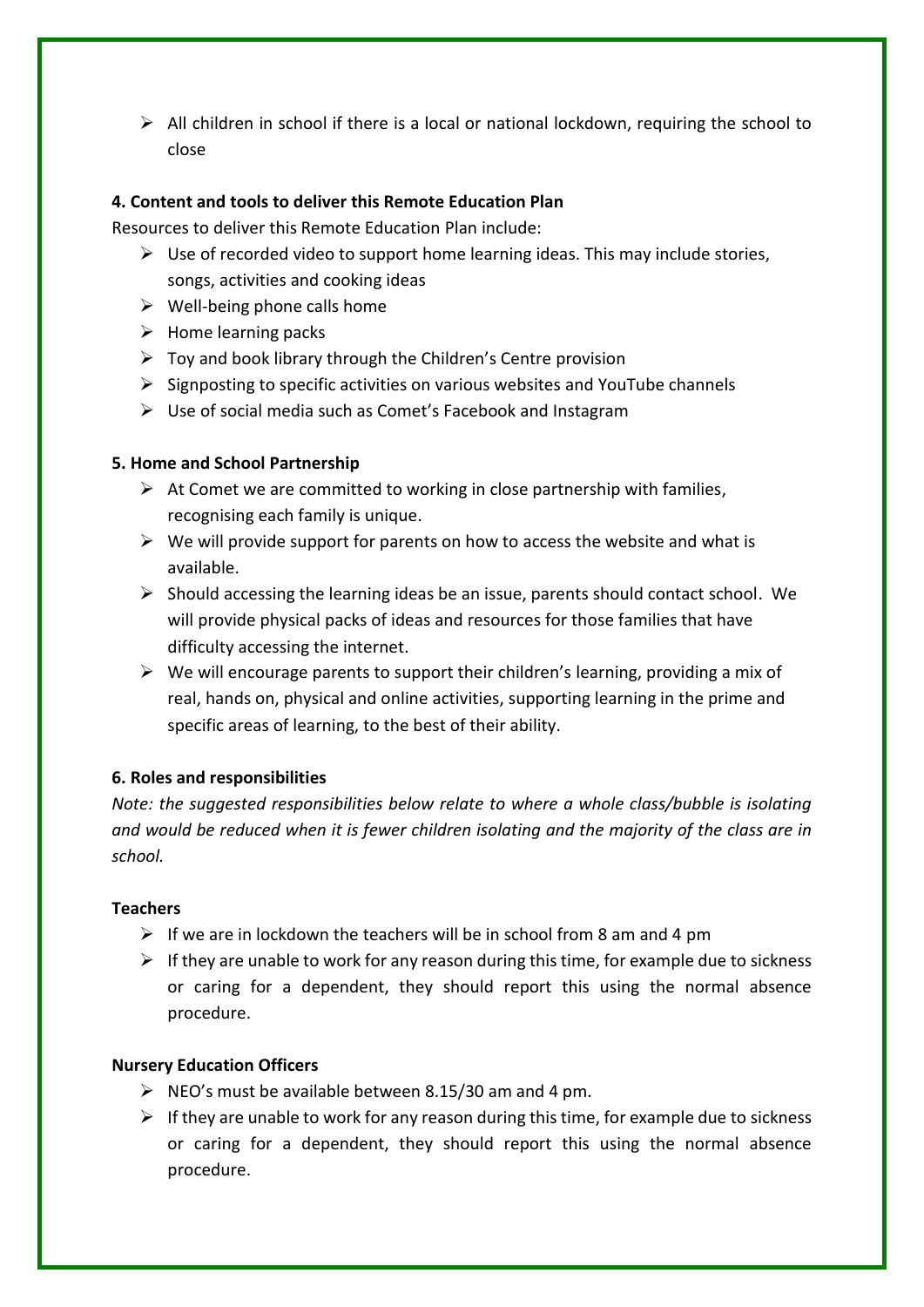- All children in school if there is a local or national lockdown, requiring the school to close

**4. Content and tools to deliver this Remote Education Plan**

Resources to deliver this Remote Education Plan include:

- Use of recorded video to support home learning ideas. This may include stories, songs, activities and cooking ideas
- Well-being phone calls home
- Home learning packs
- Toy and book library through the Children's Centre provision
- Signposting to specific activities on various websites and YouTube channels
- Use of social media such as Comet's Facebook and Instagram

**5. Home and School Partnership**

- At Comet we are committed to working in close partnership with families, recognising each family is unique.
- We will provide support for parents on how to access the website and what is available.
- Should accessing the learning ideas be an issue, parents should contact school. We will provide physical packs of ideas and resources for those families that have difficulty accessing the internet.
- We will encourage parents to support their children's learning, providing a mix of real, hands on, physical and online activities, supporting learning in the prime and specific areas of learning, to the best of their ability.

**6. Roles and responsibilities**

*Note: the suggested responsibilities below relate to where a whole class/bubble is isolating and would be reduced when it is fewer children isolating and the majority of the class are in school.*

**Teachers**

- If we are in lockdown the teachers will be in school from 8 am and 4 pm
- If they are unable to work for any reason during this time, for example due to sickness or caring for a dependent, they should report this using the normal absence procedure.

**Nursery Education Officers**

- NEO's must be available between 8.15/30 am and 4 pm.
- If they are unable to work for any reason during this time, for example due to sickness or caring for a dependent, they should report this using the normal absence procedure.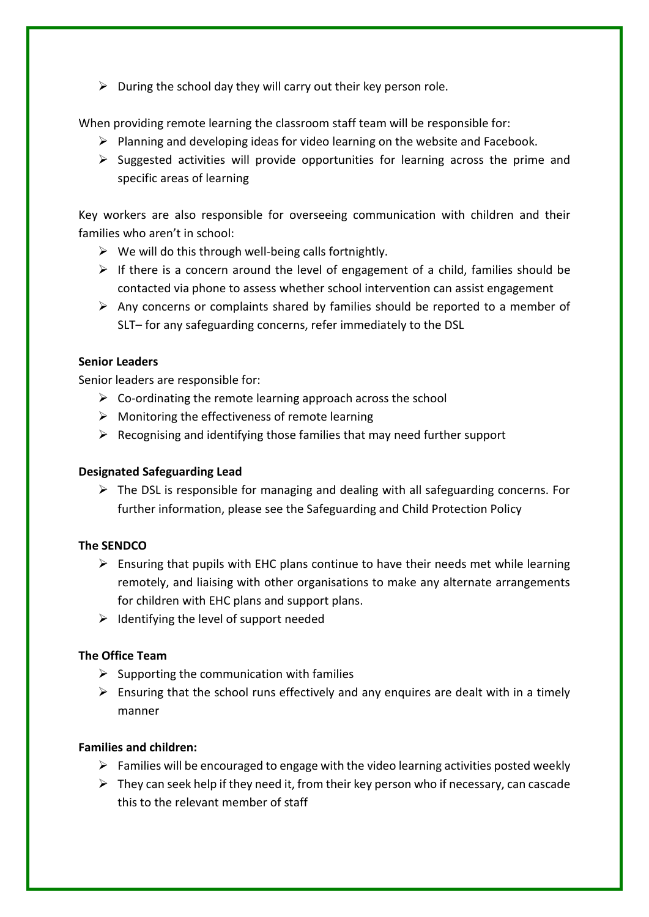- During the school day they will carry out their key person role.

When providing remote learning the classroom staff team will be responsible for:

- Planning and developing ideas for video learning on the website and Facebook.
- Suggested activities will provide opportunities for learning across the prime and specific areas of learning

Key workers are also responsible for overseeing communication with children and their families who aren't in school:

- We will do this through well-being calls fortnightly.
- If there is a concern around the level of engagement of a child, families should be contacted via phone to assess whether school intervention can assist engagement
- Any concerns or complaints shared by families should be reported to a member of SLT– for any safeguarding concerns, refer immediately to the DSL

**Senior Leaders**

Senior leaders are responsible for:

- Co-ordinating the remote learning approach across the school
- Monitoring the effectiveness of remote learning
- Recognising and identifying those families that may need further support

**Designated Safeguarding Lead**

- The DSL is responsible for managing and dealing with all safeguarding concerns. For further information, please see the Safeguarding and Child Protection Policy

**The SENDCO**

- Ensuring that pupils with EHC plans continue to have their needs met while learning remotely, and liaising with other organisations to make any alternate arrangements for children with EHC plans and support plans.
- Identifying the level of support needed

**The Office Team**

- Supporting the communication with families
- Ensuring that the school runs effectively and any enquires are dealt with in a timely manner

**Families and children:**

- Families will be encouraged to engage with the video learning activities posted weekly
- They can seek help if they need it, from their key person who if necessary, can cascade this to the relevant member of staff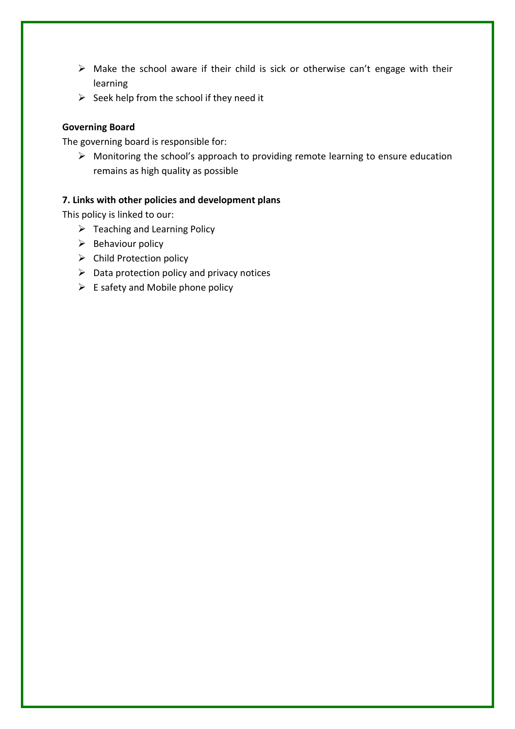- Make the school aware if their child is sick or otherwise can't engage with their learning
- Seek help from the school if they need it

**Governing Board**

The governing board is responsible for:

- Monitoring the school's approach to providing remote learning to ensure education remains as high quality as possible

**7. Links with other policies and development plans**

This policy is linked to our:

- Teaching and Learning Policy
- Behaviour policy
- Child Protection policy
- Data protection policy and privacy notices
- E safety and Mobile phone policy